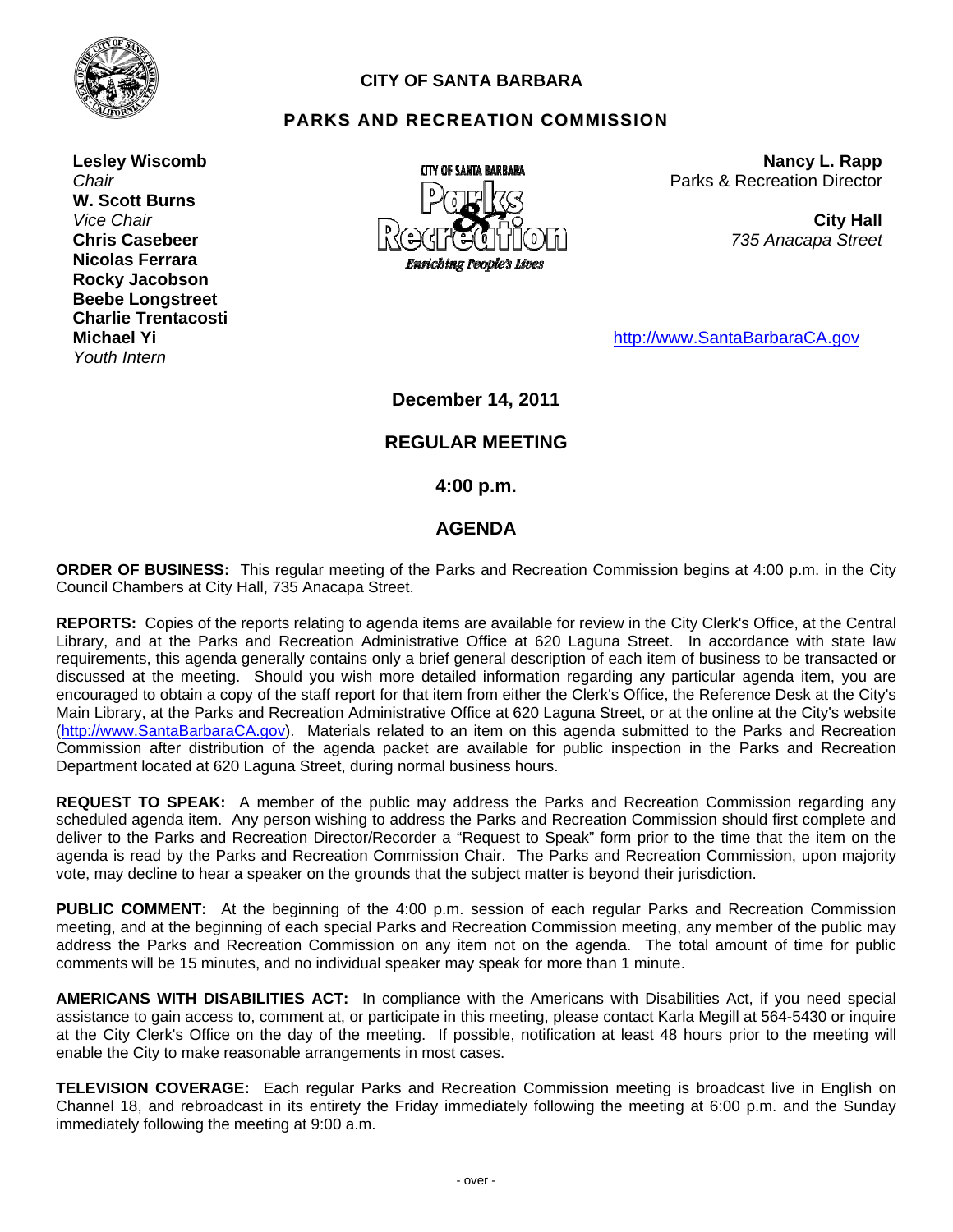# CITY OF SANTA BARBARA

## PARKS AND RECREATION COMMISSION

**Lesley Wiscomb**
*Chair*
**W. Scott Burns**
*Vice Chair*
**Chris Casebeer**
**Nicolas Ferrara**
**Rocky Jacobson**
**Beebe Longstreet**
**Charlie Trentacosti**
**Michael Yi**
*Youth Intern*

CITY OF SANTA BARBARA Parks & Recreation *Enriching People's Lives*

**Nancy L. Rapp**
Parks & Recreation Director

**City Hall**
*735 Anacapa Street*

http://www.SantaBarbaraCA.gov

**December 14, 2011**

**REGULAR MEETING**

**4:00 p.m.**

**AGENDA**

**ORDER OF BUSINESS:** This regular meeting of the Parks and Recreation Commission begins at 4:00 p.m. in the City Council Chambers at City Hall, 735 Anacapa Street.

**REPORTS:** Copies of the reports relating to agenda items are available for review in the City Clerk's Office, at the Central Library, and at the Parks and Recreation Administrative Office at 620 Laguna Street. In accordance with state law requirements, this agenda generally contains only a brief general description of each item of business to be transacted or discussed at the meeting. Should you wish more detailed information regarding any particular agenda item, you are encouraged to obtain a copy of the staff report for that item from either the Clerk's Office, the Reference Desk at the City's Main Library, at the Parks and Recreation Administrative Office at 620 Laguna Street, or at the online at the City's website (http://www.SantaBarbaraCA.gov). Materials related to an item on this agenda submitted to the Parks and Recreation Commission after distribution of the agenda packet are available for public inspection in the Parks and Recreation Department located at 620 Laguna Street, during normal business hours.

**REQUEST TO SPEAK:** A member of the public may address the Parks and Recreation Commission regarding any scheduled agenda item. Any person wishing to address the Parks and Recreation Commission should first complete and deliver to the Parks and Recreation Director/Recorder a "Request to Speak" form prior to the time that the item on the agenda is read by the Parks and Recreation Commission Chair. The Parks and Recreation Commission, upon majority vote, may decline to hear a speaker on the grounds that the subject matter is beyond their jurisdiction.

**PUBLIC COMMENT:** At the beginning of the 4:00 p.m. session of each regular Parks and Recreation Commission meeting, and at the beginning of each special Parks and Recreation Commission meeting, any member of the public may address the Parks and Recreation Commission on any item not on the agenda. The total amount of time for public comments will be 15 minutes, and no individual speaker may speak for more than 1 minute.

**AMERICANS WITH DISABILITIES ACT:** In compliance with the Americans with Disabilities Act, if you need special assistance to gain access to, comment at, or participate in this meeting, please contact Karla Megill at 564-5430 or inquire at the City Clerk's Office on the day of the meeting. If possible, notification at least 48 hours prior to the meeting will enable the City to make reasonable arrangements in most cases.

**TELEVISION COVERAGE:** Each regular Parks and Recreation Commission meeting is broadcast live in English on Channel 18, and rebroadcast in its entirety the Friday immediately following the meeting at 6:00 p.m. and the Sunday immediately following the meeting at 9:00 a.m.

- over -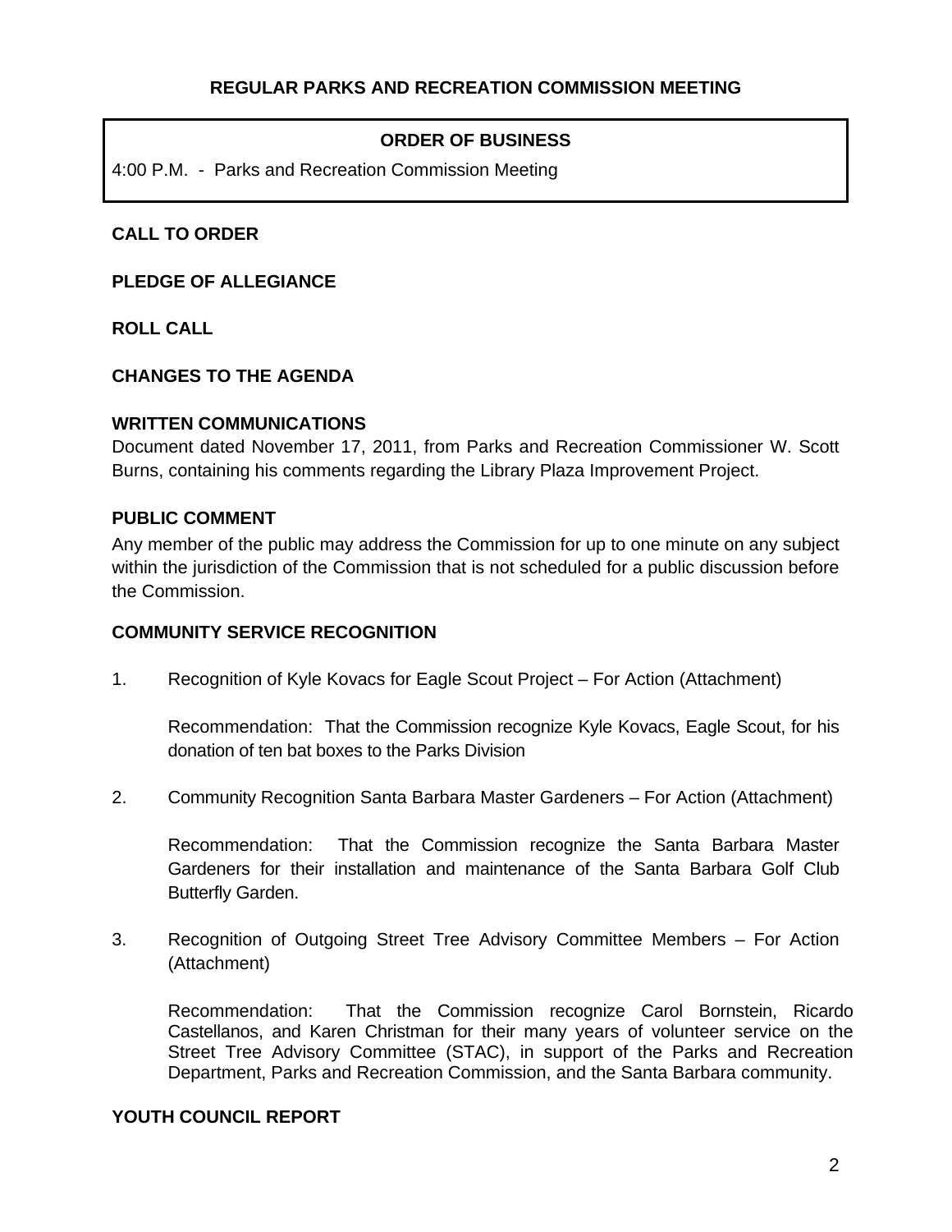## REGULAR PARKS AND RECREATION COMMISSION MEETING

| ORDER OF BUSINESS |
| --- |
| 4:00 P.M. - Parks and Recreation Commission Meeting |

**CALL TO ORDER**

**PLEDGE OF ALLEGIANCE**

**ROLL CALL**

**CHANGES TO THE AGENDA**

**WRITTEN COMMUNICATIONS**

Document dated November 17, 2011, from Parks and Recreation Commissioner W. Scott Burns, containing his comments regarding the Library Plaza Improvement Project.

**PUBLIC COMMENT**

Any member of the public may address the Commission for up to one minute on any subject within the jurisdiction of the Commission that is not scheduled for a public discussion before the Commission.

**COMMUNITY SERVICE RECOGNITION**

1. Recognition of Kyle Kovacs for Eagle Scout Project – For Action (Attachment)

   Recommendation: That the Commission recognize Kyle Kovacs, Eagle Scout, for his donation of ten bat boxes to the Parks Division

2. Community Recognition Santa Barbara Master Gardeners – For Action (Attachment)

   Recommendation: That the Commission recognize the Santa Barbara Master Gardeners for their installation and maintenance of the Santa Barbara Golf Club Butterfly Garden.

3. Recognition of Outgoing Street Tree Advisory Committee Members – For Action (Attachment)

   Recommendation: That the Commission recognize Carol Bornstein, Ricardo Castellanos, and Karen Christman for their many years of volunteer service on the Street Tree Advisory Committee (STAC), in support of the Parks and Recreation Department, Parks and Recreation Commission, and the Santa Barbara community.

**YOUTH COUNCIL REPORT**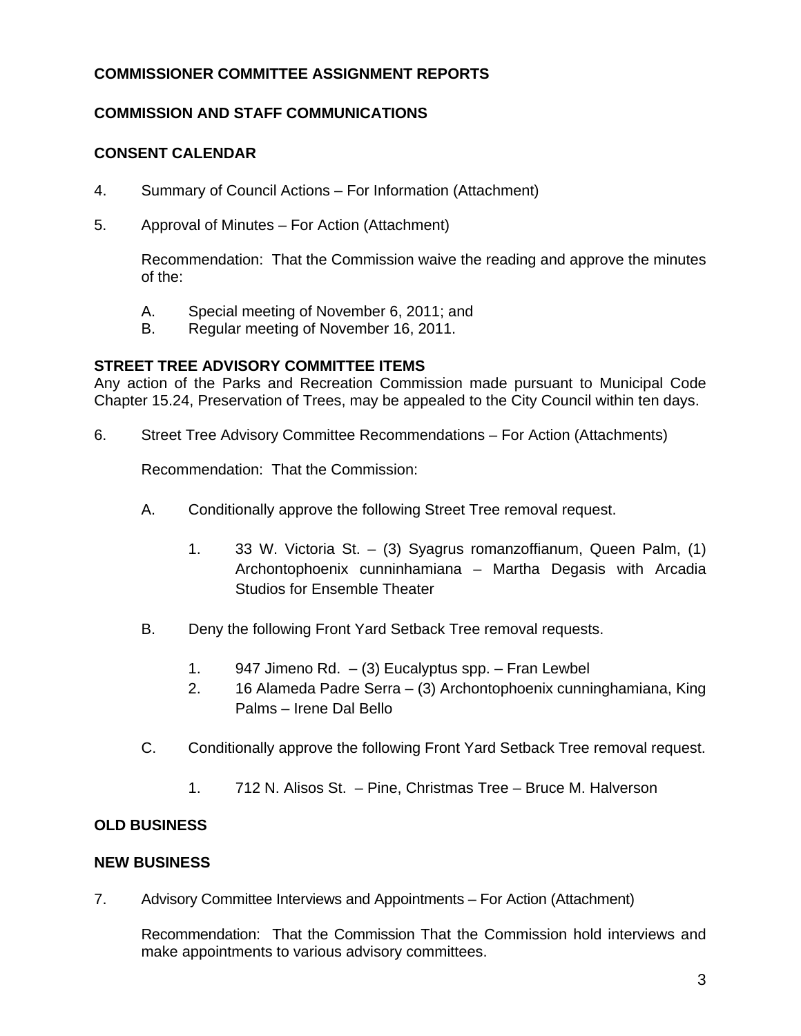**COMMISSIONER COMMITTEE ASSIGNMENT REPORTS**

**COMMISSION AND STAFF COMMUNICATIONS**

**CONSENT CALENDAR**

4. Summary of Council Actions – For Information (Attachment)

5. Approval of Minutes – For Action (Attachment)

   Recommendation: That the Commission waive the reading and approve the minutes of the:

   A. Special meeting of November 6, 2011; and
   B. Regular meeting of November 16, 2011.

**STREET TREE ADVISORY COMMITTEE ITEMS**

Any action of the Parks and Recreation Commission made pursuant to Municipal Code Chapter 15.24, Preservation of Trees, may be appealed to the City Council within ten days.

6. Street Tree Advisory Committee Recommendations – For Action (Attachments)

   Recommendation: That the Commission:

   A. Conditionally approve the following Street Tree removal request.

      1. 33 W. Victoria St. – (3) Syagrus romanzoffianum, Queen Palm, (1) Archontophoenix cunninhamiana – Martha Degasis with Arcadia Studios for Ensemble Theater

   B. Deny the following Front Yard Setback Tree removal requests.

      1. 947 Jimeno Rd. – (3) Eucalyptus spp. – Fran Lewbel
      2. 16 Alameda Padre Serra – (3) Archontophoenix cunninghamiana, King Palms – Irene Dal Bello

   C. Conditionally approve the following Front Yard Setback Tree removal request.

      1. 712 N. Alisos St. – Pine, Christmas Tree – Bruce M. Halverson

**OLD BUSINESS**

**NEW BUSINESS**

7. Advisory Committee Interviews and Appointments – For Action (Attachment)

   Recommendation: That the Commission That the Commission hold interviews and make appointments to various advisory committees.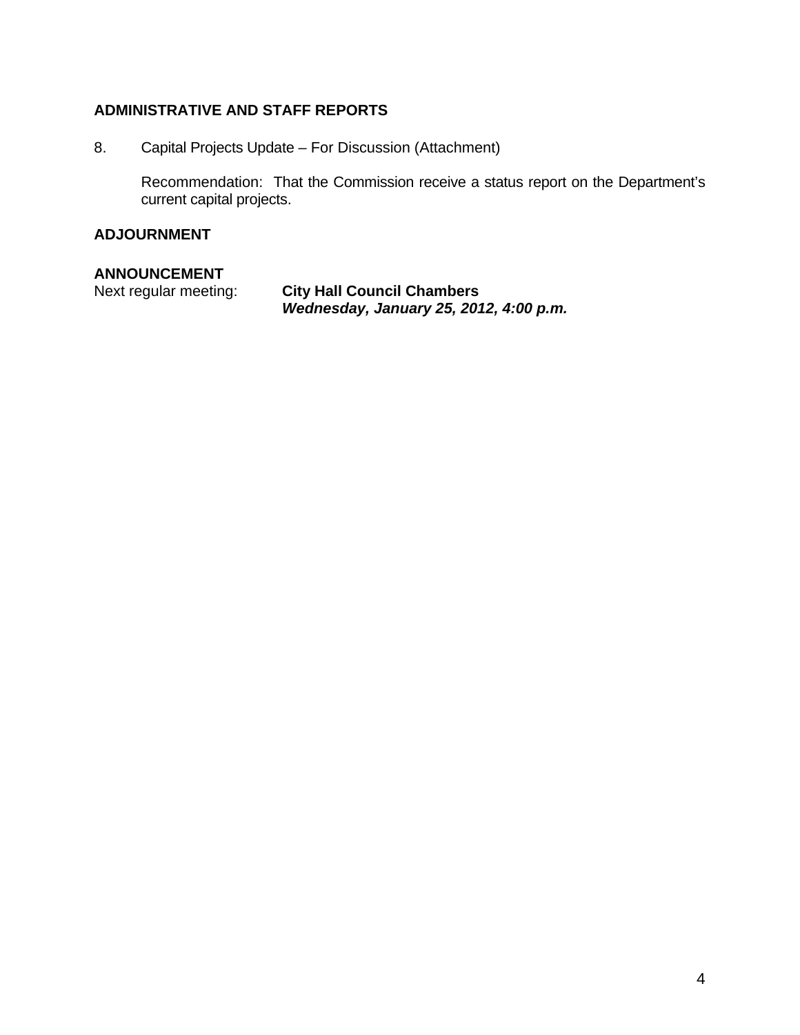## ADMINISTRATIVE AND STAFF REPORTS

8. Capital Projects Update – For Discussion (Attachment)

   Recommendation: That the Commission receive a status report on the Department's current capital projects.

## ADJOURNMENT

## ANNOUNCEMENT

Next regular meeting: **City Hall Council Chambers**
***Wednesday, January 25, 2012, 4:00 p.m.***